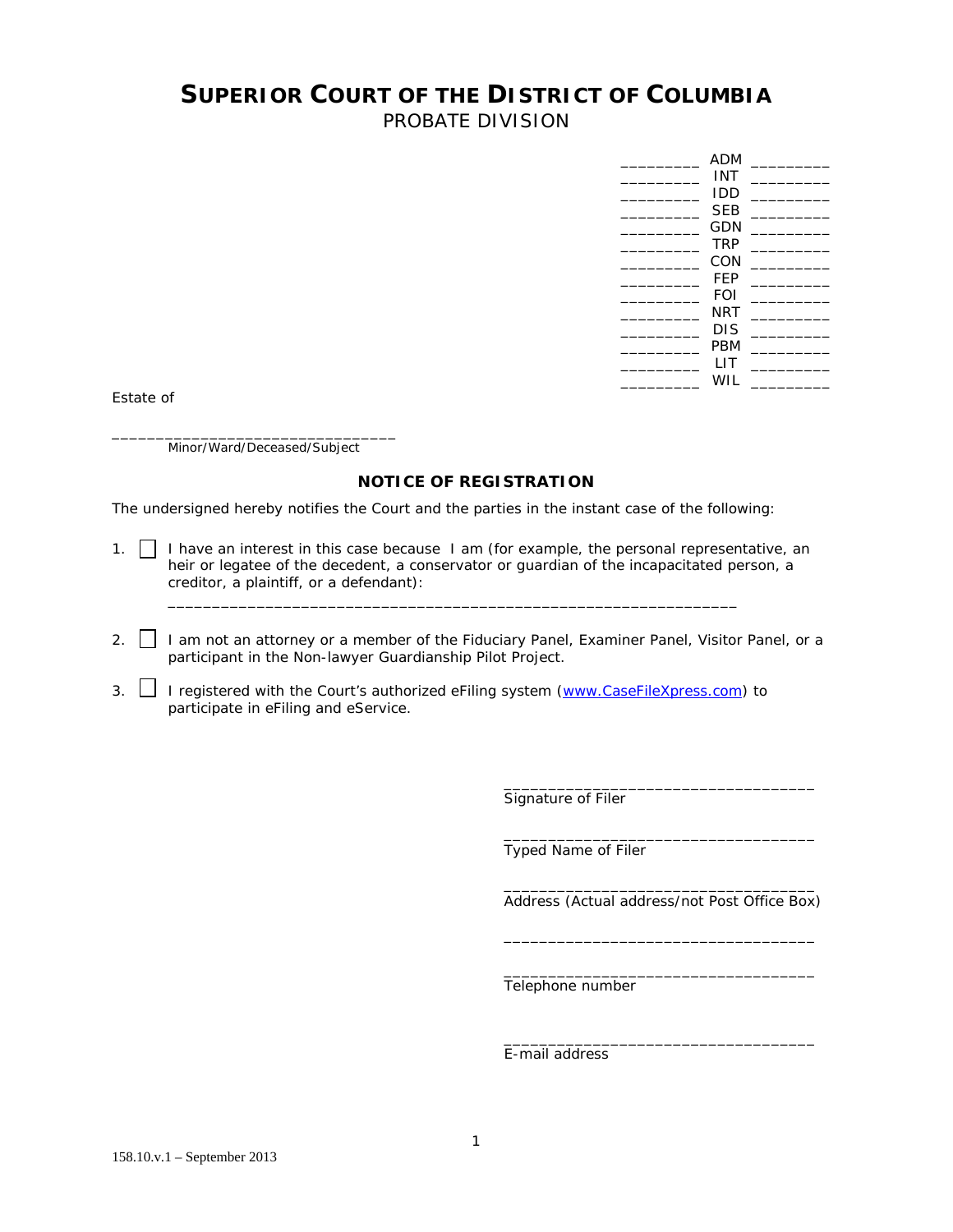# SUPERIOR COURT OF THE DISTRICT OF COLUMBIA

PROBATE DIVISION

| | | |
|---|---|---|
| _________ | ADM | _________ |
| _________ | INT | _________ |
| _________ | IDD | _________ |
| _________ | SEB | _________ |
| _________ | GDN | _________ |
| _________ | TRP | _________ |
| _________ | CON | _________ |
| _________ | FEP | _________ |
| _________ | FOI | _________ |
| _________ | NRT | _________ |
| _________ | DIS | _________ |
| _________ | PBM | _________ |
| _________ | LIT | _________ |
| _________ | WIL | _________ |

Estate of

________________________________
Minor/Ward/Deceased/Subject

## NOTICE OF REGISTRATION

The undersigned hereby notifies the Court and the parties in the instant case of the following:

1. ☐ I have an interest in this case because I am (for example, the personal representative, an heir or legatee of the decedent, a conservator or guardian of the incapacitated person, a creditor, a plaintiff, or a defendant):

   _________________________________________________________________

2. ☐ I am not an attorney or a member of the Fiduciary Panel, Examiner Panel, Visitor Panel, or a participant in the Non-lawyer Guardianship Pilot Project.

3. ☐ I registered with the Court's authorized eFiling system (www.CaseFileXpress.com) to participate in eFiling and eService.

____________________________________
Signature of Filer

____________________________________
Typed Name of Filer

____________________________________
Address (Actual address/not Post Office Box)

____________________________________

____________________________________
Telephone number

____________________________________
E-mail address

158.10.v.1 – September 2013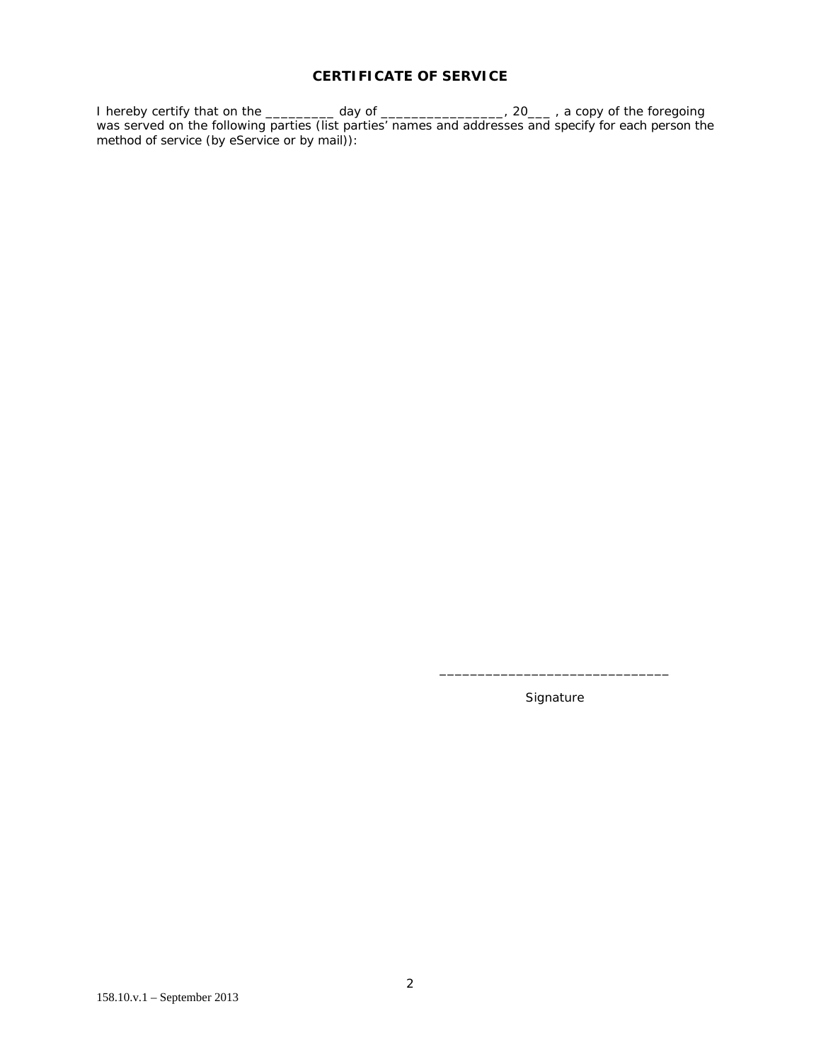## CERTIFICATE OF SERVICE

I hereby certify that on the _________ day of ________________, 20___ , a copy of the foregoing was served on the following parties (list parties' names and addresses and specify for each person the method of service (by eService or by mail)):

______________________________

Signature

158.10.v.1 – September 2013